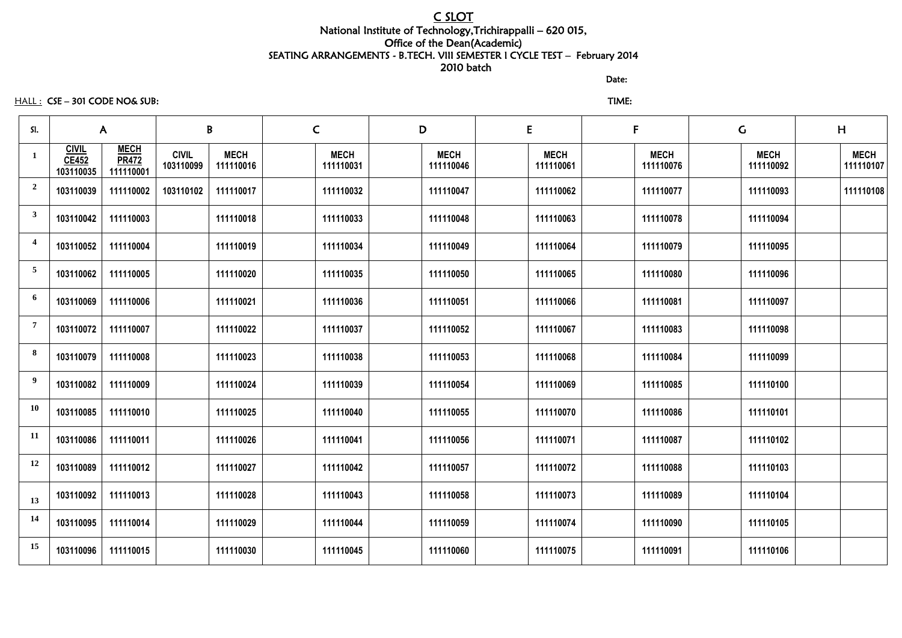# C SLOT

National Institute of Technology,Trichirappalli – 620 015,

Office of the Dean(Academic)

SEATING ARRANGEMENTS - B.TECH. VIII SEMESTER I CYCLE TEST – February 2014

2010 batch

Date:

HALL : CSE – 301 CODE NO& SUB:

TIME:

| Sl. | A | | B | | C | | D | | E | | F | | G | | H | |
|---|---|---|---|---|---|---|---|---|---|---|---|---|---|---|---|---|
| 1 | CIVIL CE452 103110035 | MECH PR472 111110001 | CIVIL 103110099 | MECH 111110016 | | MECH 111110031 | | MECH 111110046 | | MECH 111110061 | | MECH 111110076 | | MECH 111110092 | | MECH 111110107 |
| 2 | 103110039 | 111110002 | 103110102 | 111110017 | | 111110032 | | 111110047 | | 111110062 | | 111110077 | | 111110093 | | 111110108 |
| 3 | 103110042 | 111110003 | | 111110018 | | 111110033 | | 111110048 | | 111110063 | | 111110078 | | 111110094 | | |
| 4 | 103110052 | 111110004 | | 111110019 | | 111110034 | | 111110049 | | 111110064 | | 111110079 | | 111110095 | | |
| 5 | 103110062 | 111110005 | | 111110020 | | 111110035 | | 111110050 | | 111110065 | | 111110080 | | 111110096 | | |
| 6 | 103110069 | 111110006 | | 111110021 | | 111110036 | | 111110051 | | 111110066 | | 111110081 | | 111110097 | | |
| 7 | 103110072 | 111110007 | | 111110022 | | 111110037 | | 111110052 | | 111110067 | | 111110083 | | 111110098 | | |
| 8 | 103110079 | 111110008 | | 111110023 | | 111110038 | | 111110053 | | 111110068 | | 111110084 | | 111110099 | | |
| 9 | 103110082 | 111110009 | | 111110024 | | 111110039 | | 111110054 | | 111110069 | | 111110085 | | 111110100 | | |
| 10 | 103110085 | 111110010 | | 111110025 | | 111110040 | | 111110055 | | 111110070 | | 111110086 | | 111110101 | | |
| 11 | 103110086 | 111110011 | | 111110026 | | 111110041 | | 111110056 | | 111110071 | | 111110087 | | 111110102 | | |
| 12 | 103110089 | 111110012 | | 111110027 | | 111110042 | | 111110057 | | 111110072 | | 111110088 | | 111110103 | | |
| 13 | 103110092 | 111110013 | | 111110028 | | 111110043 | | 111110058 | | 111110073 | | 111110089 | | 111110104 | | |
| 14 | 103110095 | 111110014 | | 111110029 | | 111110044 | | 111110059 | | 111110074 | | 111110090 | | 111110105 | | |
| 15 | 103110096 | 111110015 | | 111110030 | | 111110045 | | 111110060 | | 111110075 | | 111110091 | | 111110106 | | |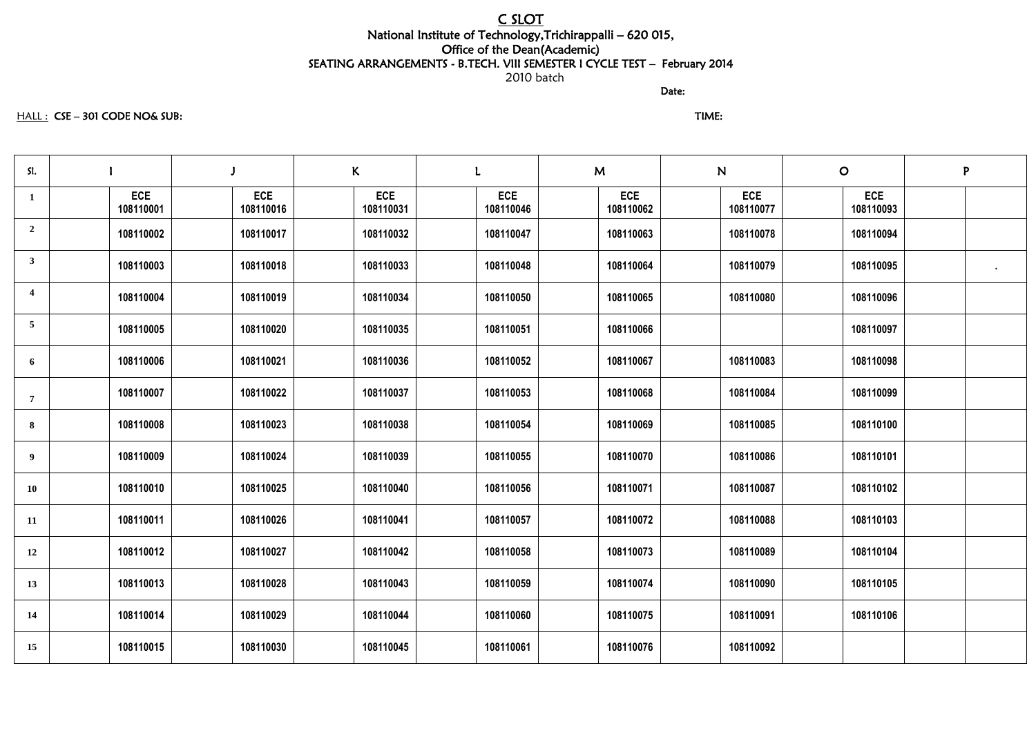# C SLOT

## National Institute of Technology,Trichirappalli – 620 015,

### Office of the Dean(Academic)

### SEATING ARRANGEMENTS - B.TECH. VIII SEMESTER I CYCLE TEST – February 2014

2010 batch

**Date:**

HALL : **CSE – 301 CODE NO& SUB:** **TIME:**

| Sl. | I | | J | | K | | L | | M | | N | | O | | P | |
|---|---|---|---|---|---|---|---|---|---|---|---|---|---|---|---|---|
| 1 | | ECE 108110001 | | ECE 108110016 | | ECE 108110031 | | ECE 108110046 | | ECE 108110062 | | ECE 108110077 | | ECE 108110093 | | |
| 2 | | 108110002 | | 108110017 | | 108110032 | | 108110047 | | 108110063 | | 108110078 | | 108110094 | | |
| 3 | | 108110003 | | 108110018 | | 108110033 | | 108110048 | | 108110064 | | 108110079 | | 108110095 | | . |
| 4 | | 108110004 | | 108110019 | | 108110034 | | 108110050 | | 108110065 | | 108110080 | | 108110096 | | |
| 5 | | 108110005 | | 108110020 | | 108110035 | | 108110051 | | 108110066 | | | | 108110097 | | |
| 6 | | 108110006 | | 108110021 | | 108110036 | | 108110052 | | 108110067 | | 108110083 | | 108110098 | | |
| 7 | | 108110007 | | 108110022 | | 108110037 | | 108110053 | | 108110068 | | 108110084 | | 108110099 | | |
| 8 | | 108110008 | | 108110023 | | 108110038 | | 108110054 | | 108110069 | | 108110085 | | 108110100 | | |
| 9 | | 108110009 | | 108110024 | | 108110039 | | 108110055 | | 108110070 | | 108110086 | | 108110101 | | |
| 10 | | 108110010 | | 108110025 | | 108110040 | | 108110056 | | 108110071 | | 108110087 | | 108110102 | | |
| 11 | | 108110011 | | 108110026 | | 108110041 | | 108110057 | | 108110072 | | 108110088 | | 108110103 | | |
| 12 | | 108110012 | | 108110027 | | 108110042 | | 108110058 | | 108110073 | | 108110089 | | 108110104 | | |
| 13 | | 108110013 | | 108110028 | | 108110043 | | 108110059 | | 108110074 | | 108110090 | | 108110105 | | |
| 14 | | 108110014 | | 108110029 | | 108110044 | | 108110060 | | 108110075 | | 108110091 | | 108110106 | | |
| 15 | | 108110015 | | 108110030 | | 108110045 | | 108110061 | | 108110076 | | 108110092 | | | | |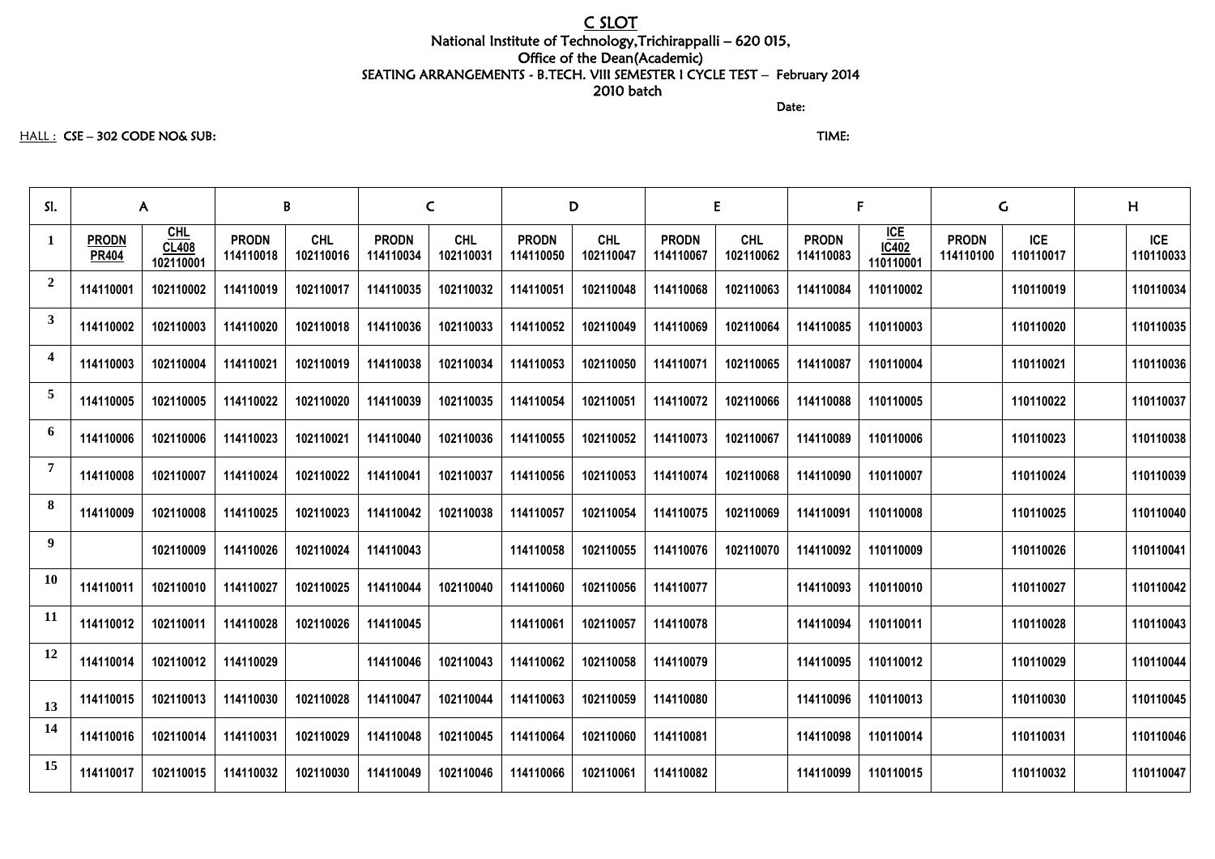# C SLOT

National Institute of Technology,Trichirappalli – 620 015,
Office of the Dean(Academic)
SEATING ARRANGEMENTS - B.TECH. VIII SEMESTER I CYCLE TEST – February 2014
2010 batch

Date:

HALL : CSE – 302 CODE NO& SUB: TIME:

| Sl. | A | | B | | C | | D | | E | | F | | G | | H | |
|---|---|---|---|---|---|---|---|---|---|---|---|---|---|---|---|---|
| 1 | PRODN PR404 | CHL CL408 102110001 | PRODN 114110018 | CHL 102110016 | PRODN 114110034 | CHL 102110031 | PRODN 114110050 | CHL 102110047 | PRODN 114110067 | CHL 102110062 | PRODN 114110083 | ICE IC402 110110001 | PRODN 114110100 | ICE 110110017 | | ICE 110110033 |
| 2 | 114110001 | 102110002 | 114110019 | 102110017 | 114110035 | 102110032 | 114110051 | 102110048 | 114110068 | 102110063 | 114110084 | 110110002 | | 110110019 | | 110110034 |
| 3 | 114110002 | 102110003 | 114110020 | 102110018 | 114110036 | 102110033 | 114110052 | 102110049 | 114110069 | 102110064 | 114110085 | 110110003 | | 110110020 | | 110110035 |
| 4 | 114110003 | 102110004 | 114110021 | 102110019 | 114110038 | 102110034 | 114110053 | 102110050 | 114110071 | 102110065 | 114110087 | 110110004 | | 110110021 | | 110110036 |
| 5 | 114110005 | 102110005 | 114110022 | 102110020 | 114110039 | 102110035 | 114110054 | 102110051 | 114110072 | 102110066 | 114110088 | 110110005 | | 110110022 | | 110110037 |
| 6 | 114110006 | 102110006 | 114110023 | 102110021 | 114110040 | 102110036 | 114110055 | 102110052 | 114110073 | 102110067 | 114110089 | 110110006 | | 110110023 | | 110110038 |
| 7 | 114110008 | 102110007 | 114110024 | 102110022 | 114110041 | 102110037 | 114110056 | 102110053 | 114110074 | 102110068 | 114110090 | 110110007 | | 110110024 | | 110110039 |
| 8 | 114110009 | 102110008 | 114110025 | 102110023 | 114110042 | 102110038 | 114110057 | 102110054 | 114110075 | 102110069 | 114110091 | 110110008 | | 110110025 | | 110110040 |
| 9 | | 102110009 | 114110026 | 102110024 | 114110043 | | 114110058 | 102110055 | 114110076 | 102110070 | 114110092 | 110110009 | | 110110026 | | 110110041 |
| 10 | 114110011 | 102110010 | 114110027 | 102110025 | 114110044 | 102110040 | 114110060 | 102110056 | 114110077 | | 114110093 | 110110010 | | 110110027 | | 110110042 |
| 11 | 114110012 | 102110011 | 114110028 | 102110026 | 114110045 | | 114110061 | 102110057 | 114110078 | | 114110094 | 110110011 | | 110110028 | | 110110043 |
| 12 | 114110014 | 102110012 | 114110029 | | 114110046 | 102110043 | 114110062 | 102110058 | 114110079 | | 114110095 | 110110012 | | 110110029 | | 110110044 |
| 13 | 114110015 | 102110013 | 114110030 | 102110028 | 114110047 | 102110044 | 114110063 | 102110059 | 114110080 | | 114110096 | 110110013 | | 110110030 | | 110110045 |
| 14 | 114110016 | 102110014 | 114110031 | 102110029 | 114110048 | 102110045 | 114110064 | 102110060 | 114110081 | | 114110098 | 110110014 | | 110110031 | | 110110046 |
| 15 | 114110017 | 102110015 | 114110032 | 102110030 | 114110049 | 102110046 | 114110066 | 102110061 | 114110082 | | 114110099 | 110110015 | | 110110032 | | 110110047 |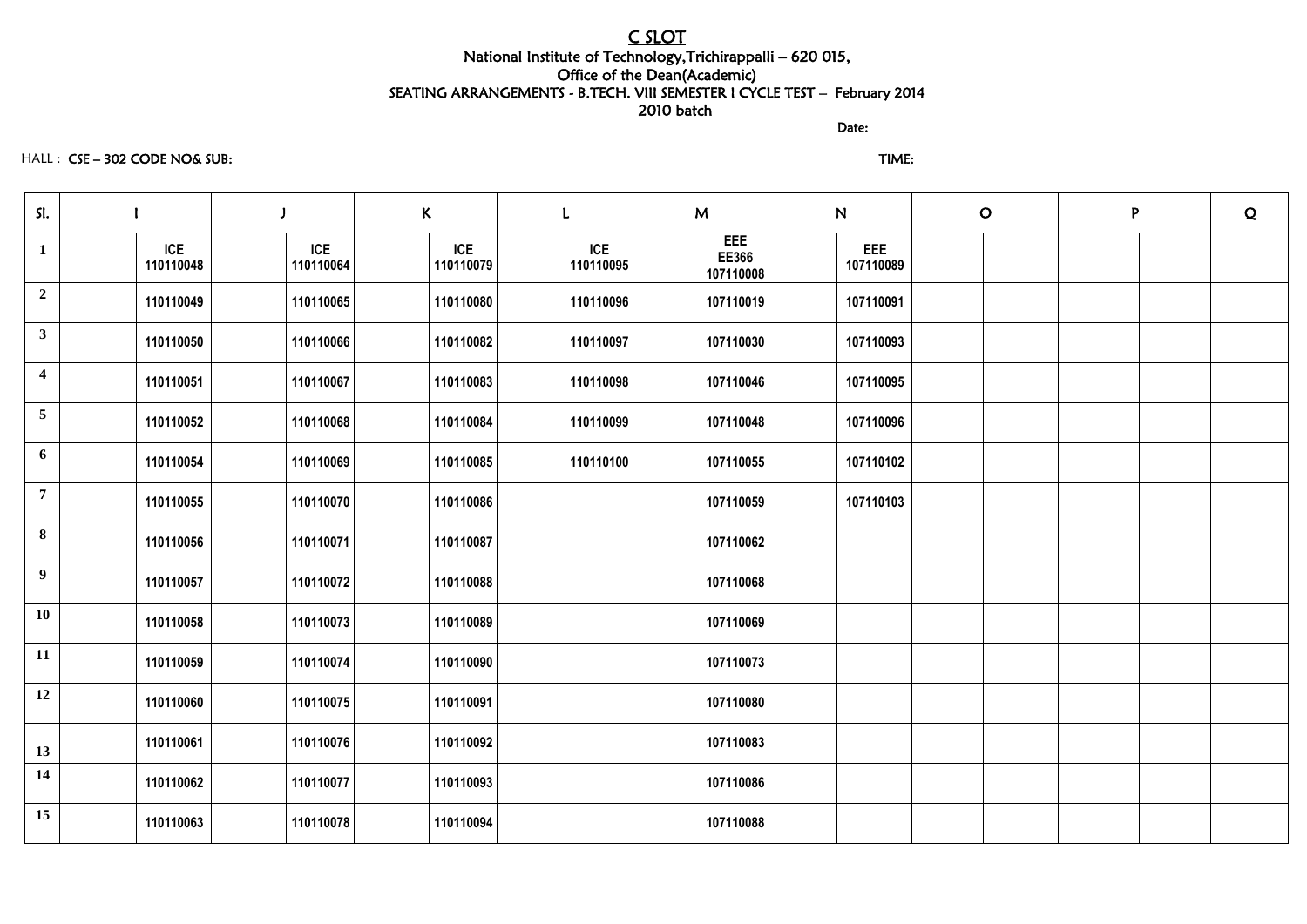# C SLOT

National Institute of Technology,Trichirappalli – 620 015,

Office of the Dean(Academic)

SEATING ARRANGEMENTS - B.TECH. VIII SEMESTER I CYCLE TEST – February 2014

2010 batch

Date:

HALL : CSE – 302 CODE NO& SUB:

TIME:

| Sl. | I | | J | | K | | L | | M | | N | | O | | P | | Q |
|---|---|---|---|---|---|---|---|---|---|---|---|---|---|---|---|---|---|
| 1 | | ICE 110110048 | | ICE 110110064 | | ICE 110110079 | | ICE 110110095 | | EEE EE366 107110008 | | EEE 107110089 | | | | | |
| 2 | | 110110049 | | 110110065 | | 110110080 | | 110110096 | | 107110019 | | 107110091 | | | | | |
| 3 | | 110110050 | | 110110066 | | 110110082 | | 110110097 | | 107110030 | | 107110093 | | | | | |
| 4 | | 110110051 | | 110110067 | | 110110083 | | 110110098 | | 107110046 | | 107110095 | | | | | |
| 5 | | 110110052 | | 110110068 | | 110110084 | | 110110099 | | 107110048 | | 107110096 | | | | | |
| 6 | | 110110054 | | 110110069 | | 110110085 | | 110110100 | | 107110055 | | 107110102 | | | | | |
| 7 | | 110110055 | | 110110070 | | 110110086 | | | | 107110059 | | 107110103 | | | | | |
| 8 | | 110110056 | | 110110071 | | 110110087 | | | | 107110062 | | | | | | | |
| 9 | | 110110057 | | 110110072 | | 110110088 | | | | 107110068 | | | | | | | |
| 10 | | 110110058 | | 110110073 | | 110110089 | | | | 107110069 | | | | | | | |
| 11 | | 110110059 | | 110110074 | | 110110090 | | | | 107110073 | | | | | | | |
| 12 | | 110110060 | | 110110075 | | 110110091 | | | | 107110080 | | | | | | | |
| 13 | | 110110061 | | 110110076 | | 110110092 | | | | 107110083 | | | | | | | |
| 14 | | 110110062 | | 110110077 | | 110110093 | | | | 107110086 | | | | | | | |
| 15 | | 110110063 | | 110110078 | | 110110094 | | | | 107110088 | | | | | | | |